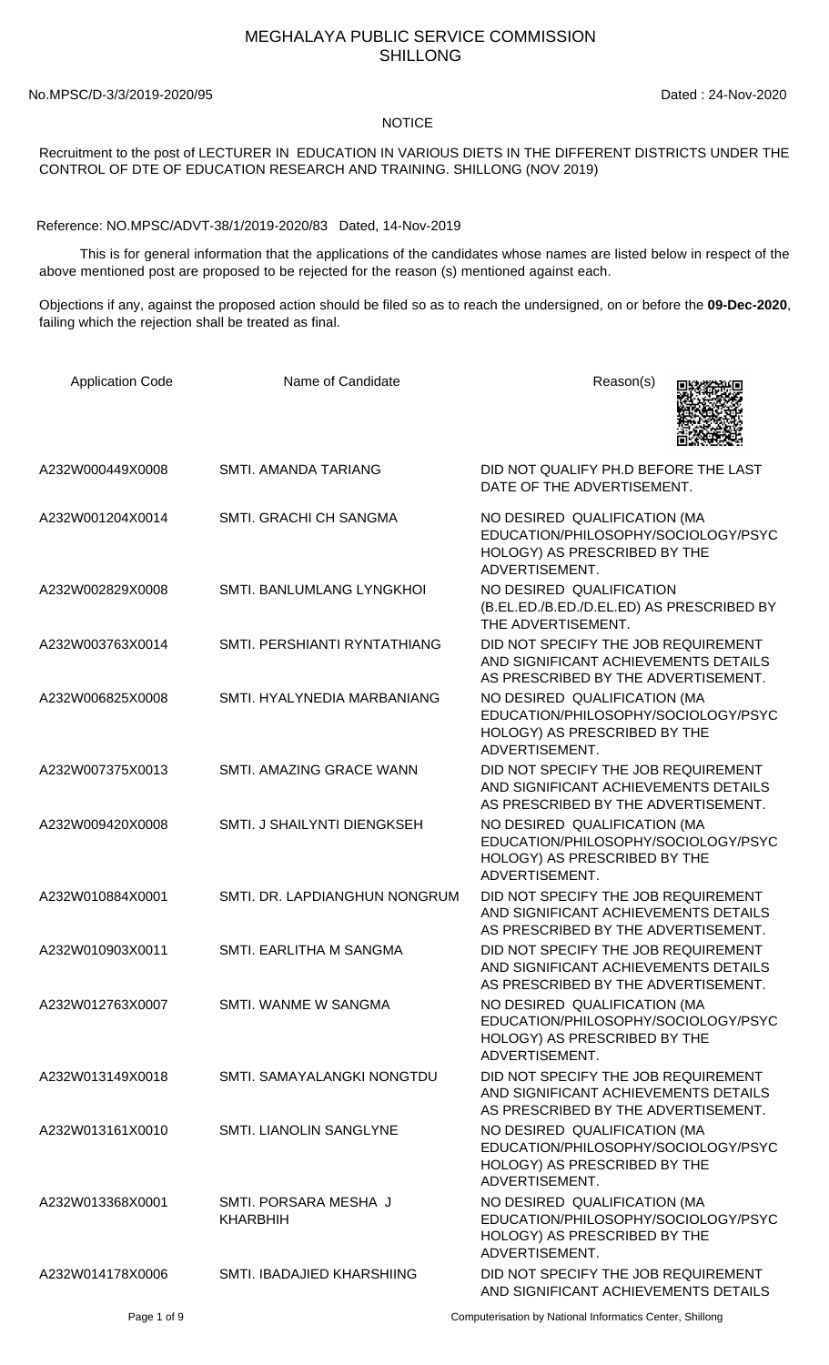# MEGHALAYA PUBLIC SERVICE COMMISSION
# SHILLONG

No.MPSC/D-3/3/2019-2020/95

Dated : 24-Nov-2020

## NOTICE

Recruitment to the post of LECTURER IN EDUCATION IN VARIOUS DIETS IN THE DIFFERENT DISTRICTS UNDER THE CONTROL OF DTE OF EDUCATION RESEARCH AND TRAINING. SHILLONG (NOV 2019)

Reference: NO.MPSC/ADVT-38/1/2019-2020/83 Dated, 14-Nov-2019

This is for general information that the applications of the candidates whose names are listed below in respect of the above mentioned post are proposed to be rejected for the reason (s) mentioned against each.

Objections if any, against the proposed action should be filed so as to reach the undersigned, on or before the **09-Dec-2020**, failing which the rejection shall be treated as final.

| Application Code | Name of Candidate | Reason(s) |
|---|---|---|
| A232W000449X0008 | SMTI. AMANDA TARIANG | DID NOT QUALIFY PH.D BEFORE THE LAST DATE OF THE ADVERTISEMENT. |
| A232W001204X0014 | SMTI. GRACHI CH SANGMA | NO DESIRED QUALIFICATION (MA EDUCATION/PHILOSOPHY/SOCIOLOGY/PSYCHOLOGY) AS PRESCRIBED BY THE ADVERTISEMENT. |
| A232W002829X0008 | SMTI. BANLUMLANG LYNGKHOI | NO DESIRED QUALIFICATION (B.EL.ED./B.ED./D.EL.ED) AS PRESCRIBED BY THE ADVERTISEMENT. |
| A232W003763X0014 | SMTI. PERSHIANTI RYNTATHIANG | DID NOT SPECIFY THE JOB REQUIREMENT AND SIGNIFICANT ACHIEVEMENTS DETAILS AS PRESCRIBED BY THE ADVERTISEMENT. |
| A232W006825X0008 | SMTI. HYALYNEDIA MARBANIANG | NO DESIRED QUALIFICATION (MA EDUCATION/PHILOSOPHY/SOCIOLOGY/PSYCHOLOGY) AS PRESCRIBED BY THE ADVERTISEMENT. |
| A232W007375X0013 | SMTI. AMAZING GRACE WANN | DID NOT SPECIFY THE JOB REQUIREMENT AND SIGNIFICANT ACHIEVEMENTS DETAILS AS PRESCRIBED BY THE ADVERTISEMENT. |
| A232W009420X0008 | SMTI. J SHAILYNTI DIENGKSEH | NO DESIRED QUALIFICATION (MA EDUCATION/PHILOSOPHY/SOCIOLOGY/PSYCHOLOGY) AS PRESCRIBED BY THE ADVERTISEMENT. |
| A232W010884X0001 | SMTI. DR. LAPDIANGHUN NONGRUM | DID NOT SPECIFY THE JOB REQUIREMENT AND SIGNIFICANT ACHIEVEMENTS DETAILS AS PRESCRIBED BY THE ADVERTISEMENT. |
| A232W010903X0011 | SMTI. EARLITHA M SANGMA | DID NOT SPECIFY THE JOB REQUIREMENT AND SIGNIFICANT ACHIEVEMENTS DETAILS AS PRESCRIBED BY THE ADVERTISEMENT. |
| A232W012763X0007 | SMTI. WANME W SANGMA | NO DESIRED QUALIFICATION (MA EDUCATION/PHILOSOPHY/SOCIOLOGY/PSYCHOLOGY) AS PRESCRIBED BY THE ADVERTISEMENT. |
| A232W013149X0018 | SMTI. SAMAYALANGKI NONGTDU | DID NOT SPECIFY THE JOB REQUIREMENT AND SIGNIFICANT ACHIEVEMENTS DETAILS AS PRESCRIBED BY THE ADVERTISEMENT. |
| A232W013161X0010 | SMTI. LIANOLIN SANGLYNE | NO DESIRED QUALIFICATION (MA EDUCATION/PHILOSOPHY/SOCIOLOGY/PSYCHOLOGY) AS PRESCRIBED BY THE ADVERTISEMENT. |
| A232W013368X0001 | SMTI. PORSARA MESHA J KHARBHIH | NO DESIRED QUALIFICATION (MA EDUCATION/PHILOSOPHY/SOCIOLOGY/PSYCHOLOGY) AS PRESCRIBED BY THE ADVERTISEMENT. |
| A232W014178X0006 | SMTI. IBADAJIED KHARSHIING | DID NOT SPECIFY THE JOB REQUIREMENT AND SIGNIFICANT ACHIEVEMENTS DETAILS |

Computerisation by National Informatics Center, Shillong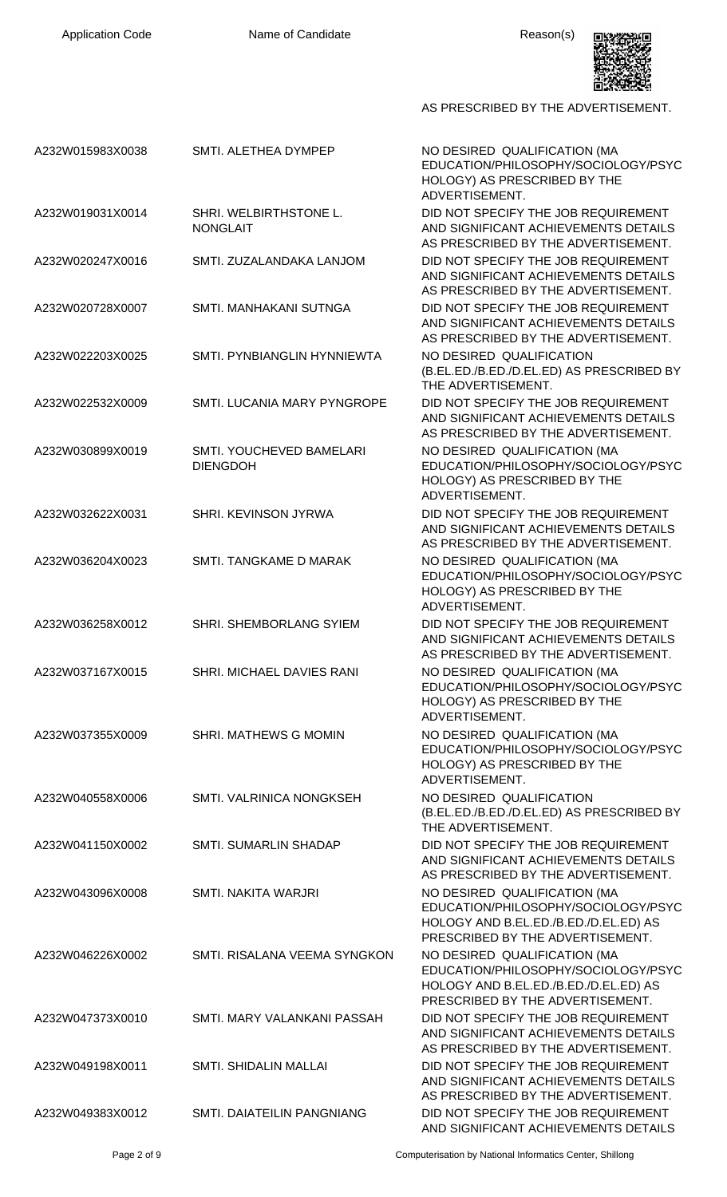| Application Code | Name of Candidate | Reason(s) |
|---|---|---|
| | | AS PRESCRIBED BY THE ADVERTISEMENT. |
| A232W015983X0038 | SMTI. ALETHEA DYMPEP | NO DESIRED QUALIFICATION (MA EDUCATION/PHILOSOPHY/SOCIOLOGY/PSYCHOLOGY) AS PRESCRIBED BY THE ADVERTISEMENT. |
| A232W019031X0014 | SHRI. WELBIRTHSTONE L. NONGLAIT | DID NOT SPECIFY THE JOB REQUIREMENT AND SIGNIFICANT ACHIEVEMENTS DETAILS AS PRESCRIBED BY THE ADVERTISEMENT. |
| A232W020247X0016 | SMTI. ZUZALANDAKA LANJOM | DID NOT SPECIFY THE JOB REQUIREMENT AND SIGNIFICANT ACHIEVEMENTS DETAILS AS PRESCRIBED BY THE ADVERTISEMENT. |
| A232W020728X0007 | SMTI. MANHAKANI SUTNGA | DID NOT SPECIFY THE JOB REQUIREMENT AND SIGNIFICANT ACHIEVEMENTS DETAILS AS PRESCRIBED BY THE ADVERTISEMENT. |
| A232W022203X0025 | SMTI. PYNBIANGLIN HYNNIEWTA | NO DESIRED QUALIFICATION (B.EL.ED./B.ED./D.EL.ED) AS PRESCRIBED BY THE ADVERTISEMENT. |
| A232W022532X0009 | SMTI. LUCANIA MARY PYNGROPE | DID NOT SPECIFY THE JOB REQUIREMENT AND SIGNIFICANT ACHIEVEMENTS DETAILS AS PRESCRIBED BY THE ADVERTISEMENT. |
| A232W030899X0019 | SMTI. YOUCHEVED BAMELARI DIENGDOH | NO DESIRED QUALIFICATION (MA EDUCATION/PHILOSOPHY/SOCIOLOGY/PSYCHOLOGY) AS PRESCRIBED BY THE ADVERTISEMENT. |
| A232W032622X0031 | SHRI. KEVINSON JYRWA | DID NOT SPECIFY THE JOB REQUIREMENT AND SIGNIFICANT ACHIEVEMENTS DETAILS AS PRESCRIBED BY THE ADVERTISEMENT. |
| A232W036204X0023 | SMTI. TANGKAME D MARAK | NO DESIRED QUALIFICATION (MA EDUCATION/PHILOSOPHY/SOCIOLOGY/PSYCHOLOGY) AS PRESCRIBED BY THE ADVERTISEMENT. |
| A232W036258X0012 | SHRI. SHEMBORLANG SYIEM | DID NOT SPECIFY THE JOB REQUIREMENT AND SIGNIFICANT ACHIEVEMENTS DETAILS AS PRESCRIBED BY THE ADVERTISEMENT. |
| A232W037167X0015 | SHRI. MICHAEL DAVIES RANI | NO DESIRED QUALIFICATION (MA EDUCATION/PHILOSOPHY/SOCIOLOGY/PSYCHOLOGY) AS PRESCRIBED BY THE ADVERTISEMENT. |
| A232W037355X0009 | SHRI. MATHEWS G MOMIN | NO DESIRED QUALIFICATION (MA EDUCATION/PHILOSOPHY/SOCIOLOGY/PSYCHOLOGY) AS PRESCRIBED BY THE ADVERTISEMENT. |
| A232W040558X0006 | SMTI. VALRINICA NONGKSEH | NO DESIRED QUALIFICATION (B.EL.ED./B.ED./D.EL.ED) AS PRESCRIBED BY THE ADVERTISEMENT. |
| A232W041150X0002 | SMTI. SUMARLIN SHADAP | DID NOT SPECIFY THE JOB REQUIREMENT AND SIGNIFICANT ACHIEVEMENTS DETAILS AS PRESCRIBED BY THE ADVERTISEMENT. |
| A232W043096X0008 | SMTI. NAKITA WARJRI | NO DESIRED QUALIFICATION (MA EDUCATION/PHILOSOPHY/SOCIOLOGY/PSYCHOLOGY AND B.EL.ED./B.ED./D.EL.ED) AS PRESCRIBED BY THE ADVERTISEMENT. |
| A232W046226X0002 | SMTI. RISALANA VEEMA SYNGKON | NO DESIRED QUALIFICATION (MA EDUCATION/PHILOSOPHY/SOCIOLOGY/PSYCHOLOGY AND B.EL.ED./B.ED./D.EL.ED) AS PRESCRIBED BY THE ADVERTISEMENT. |
| A232W047373X0010 | SMTI. MARY VALANKANI PASSAH | DID NOT SPECIFY THE JOB REQUIREMENT AND SIGNIFICANT ACHIEVEMENTS DETAILS AS PRESCRIBED BY THE ADVERTISEMENT. |
| A232W049198X0011 | SMTI. SHIDALIN MALLAI | DID NOT SPECIFY THE JOB REQUIREMENT AND SIGNIFICANT ACHIEVEMENTS DETAILS AS PRESCRIBED BY THE ADVERTISEMENT. |
| A232W049383X0012 | SMTI. DAIATEILIN PANGNIANG | DID NOT SPECIFY THE JOB REQUIREMENT AND SIGNIFICANT ACHIEVEMENTS DETAILS |

Computerisation by National Informatics Center, Shillong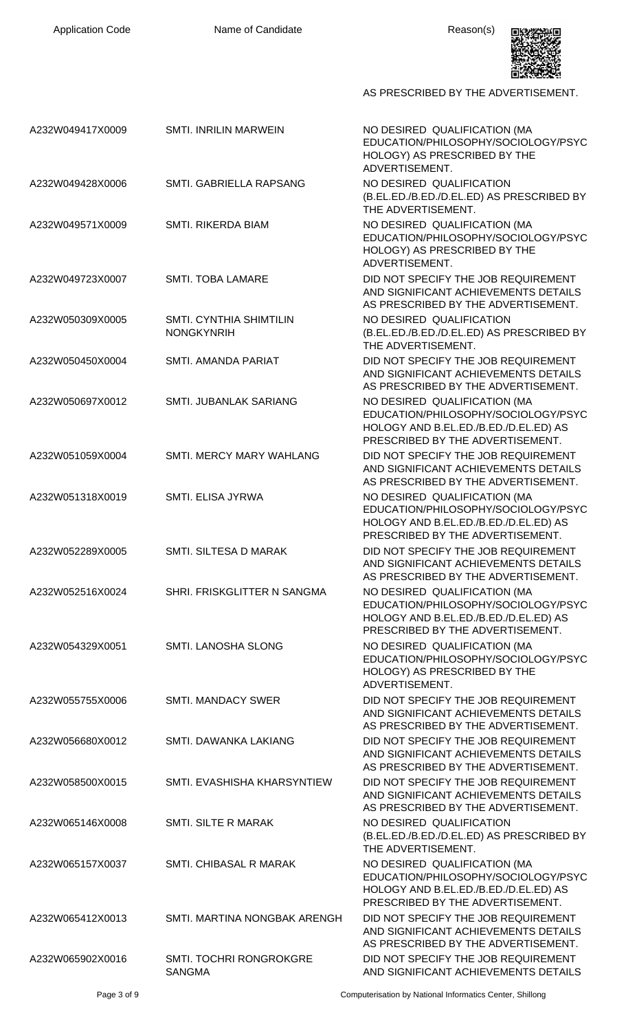| Application Code | Name of Candidate | Reason(s) |
|---|---|---|
| | | AS PRESCRIBED BY THE ADVERTISEMENT. |
| A232W049417X0009 | SMTI. INRILIN MARWEIN | NO DESIRED QUALIFICATION (MA EDUCATION/PHILOSOPHY/SOCIOLOGY/PSYCHOLOGY) AS PRESCRIBED BY THE ADVERTISEMENT. |
| A232W049428X0006 | SMTI. GABRIELLA RAPSANG | NO DESIRED QUALIFICATION (B.EL.ED./B.ED./D.EL.ED) AS PRESCRIBED BY THE ADVERTISEMENT. |
| A232W049571X0009 | SMTI. RIKERDA BIAM | NO DESIRED QUALIFICATION (MA EDUCATION/PHILOSOPHY/SOCIOLOGY/PSYCHOLOGY) AS PRESCRIBED BY THE ADVERTISEMENT. |
| A232W049723X0007 | SMTI. TOBA LAMARE | DID NOT SPECIFY THE JOB REQUIREMENT AND SIGNIFICANT ACHIEVEMENTS DETAILS AS PRESCRIBED BY THE ADVERTISEMENT. |
| A232W050309X0005 | SMTI. CYNTHIA SHIMTILIN NONGKYNRIH | NO DESIRED QUALIFICATION (B.EL.ED./B.ED./D.EL.ED) AS PRESCRIBED BY THE ADVERTISEMENT. |
| A232W050450X0004 | SMTI. AMANDA PARIAT | DID NOT SPECIFY THE JOB REQUIREMENT AND SIGNIFICANT ACHIEVEMENTS DETAILS AS PRESCRIBED BY THE ADVERTISEMENT. |
| A232W050697X0012 | SMTI. JUBANLAK SARIANG | NO DESIRED QUALIFICATION (MA EDUCATION/PHILOSOPHY/SOCIOLOGY/PSYCHOLOGY AND B.EL.ED./B.ED./D.EL.ED) AS PRESCRIBED BY THE ADVERTISEMENT. |
| A232W051059X0004 | SMTI. MERCY MARY WAHLANG | DID NOT SPECIFY THE JOB REQUIREMENT AND SIGNIFICANT ACHIEVEMENTS DETAILS AS PRESCRIBED BY THE ADVERTISEMENT. |
| A232W051318X0019 | SMTI. ELISA JYRWA | NO DESIRED QUALIFICATION (MA EDUCATION/PHILOSOPHY/SOCIOLOGY/PSYCHOLOGY AND B.EL.ED./B.ED./D.EL.ED) AS PRESCRIBED BY THE ADVERTISEMENT. |
| A232W052289X0005 | SMTI. SILTESA D MARAK | DID NOT SPECIFY THE JOB REQUIREMENT AND SIGNIFICANT ACHIEVEMENTS DETAILS AS PRESCRIBED BY THE ADVERTISEMENT. |
| A232W052516X0024 | SHRI. FRISKGLITTER N SANGMA | NO DESIRED QUALIFICATION (MA EDUCATION/PHILOSOPHY/SOCIOLOGY/PSYCHOLOGY AND B.EL.ED./B.ED./D.EL.ED) AS PRESCRIBED BY THE ADVERTISEMENT. |
| A232W054329X0051 | SMTI. LANOSHA SLONG | NO DESIRED QUALIFICATION (MA EDUCATION/PHILOSOPHY/SOCIOLOGY/PSYCHOLOGY) AS PRESCRIBED BY THE ADVERTISEMENT. |
| A232W055755X0006 | SMTI. MANDACY SWER | DID NOT SPECIFY THE JOB REQUIREMENT AND SIGNIFICANT ACHIEVEMENTS DETAILS AS PRESCRIBED BY THE ADVERTISEMENT. |
| A232W056680X0012 | SMTI. DAWANKA LAKIANG | DID NOT SPECIFY THE JOB REQUIREMENT AND SIGNIFICANT ACHIEVEMENTS DETAILS AS PRESCRIBED BY THE ADVERTISEMENT. |
| A232W058500X0015 | SMTI. EVASHISHA KHARSYNTIEW | DID NOT SPECIFY THE JOB REQUIREMENT AND SIGNIFICANT ACHIEVEMENTS DETAILS AS PRESCRIBED BY THE ADVERTISEMENT. |
| A232W065146X0008 | SMTI. SILTE R MARAK | NO DESIRED QUALIFICATION (B.EL.ED./B.ED./D.EL.ED) AS PRESCRIBED BY THE ADVERTISEMENT. |
| A232W065157X0037 | SMTI. CHIBASAL R MARAK | NO DESIRED QUALIFICATION (MA EDUCATION/PHILOSOPHY/SOCIOLOGY/PSYCHOLOGY AND B.EL.ED./B.ED./D.EL.ED) AS PRESCRIBED BY THE ADVERTISEMENT. |
| A232W065412X0013 | SMTI. MARTINA NONGBAK ARENGH | DID NOT SPECIFY THE JOB REQUIREMENT AND SIGNIFICANT ACHIEVEMENTS DETAILS AS PRESCRIBED BY THE ADVERTISEMENT. |
| A232W065902X0016 | SMTI. TOCHRI RONGROKGRE SANGMA | DID NOT SPECIFY THE JOB REQUIREMENT AND SIGNIFICANT ACHIEVEMENTS DETAILS |

Computerisation by National Informatics Center, Shillong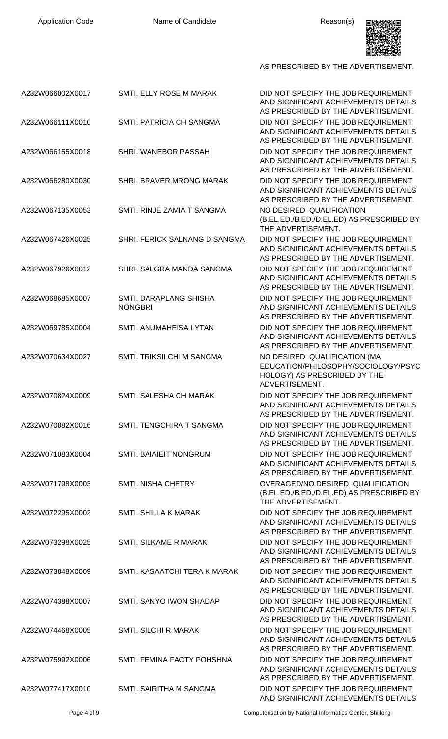| Application Code | Name of Candidate | Reason(s) |
|---|---|---|
| | | AS PRESCRIBED BY THE ADVERTISEMENT. |
| A232W066002X0017 | SMTI. ELLY ROSE M MARAK | DID NOT SPECIFY THE JOB REQUIREMENT AND SIGNIFICANT ACHIEVEMENTS DETAILS AS PRESCRIBED BY THE ADVERTISEMENT. |
| A232W066111X0010 | SMTI. PATRICIA CH SANGMA | DID NOT SPECIFY THE JOB REQUIREMENT AND SIGNIFICANT ACHIEVEMENTS DETAILS AS PRESCRIBED BY THE ADVERTISEMENT. |
| A232W066155X0018 | SHRI. WANEBOR PASSAH | DID NOT SPECIFY THE JOB REQUIREMENT AND SIGNIFICANT ACHIEVEMENTS DETAILS AS PRESCRIBED BY THE ADVERTISEMENT. |
| A232W066280X0030 | SHRI. BRAVER MRONG MARAK | DID NOT SPECIFY THE JOB REQUIREMENT AND SIGNIFICANT ACHIEVEMENTS DETAILS AS PRESCRIBED BY THE ADVERTISEMENT. |
| A232W067135X0053 | SMTI. RINJE ZAMIA T SANGMA | NO DESIRED QUALIFICATION (B.EL.ED./B.ED./D.EL.ED) AS PRESCRIBED BY THE ADVERTISEMENT. |
| A232W067426X0025 | SHRI. FERICK SALNANG D SANGMA | DID NOT SPECIFY THE JOB REQUIREMENT AND SIGNIFICANT ACHIEVEMENTS DETAILS AS PRESCRIBED BY THE ADVERTISEMENT. |
| A232W067926X0012 | SHRI. SALGRA MANDA SANGMA | DID NOT SPECIFY THE JOB REQUIREMENT AND SIGNIFICANT ACHIEVEMENTS DETAILS AS PRESCRIBED BY THE ADVERTISEMENT. |
| A232W068685X0007 | SMTI. DARAPLANG SHISHA NONGBRI | DID NOT SPECIFY THE JOB REQUIREMENT AND SIGNIFICANT ACHIEVEMENTS DETAILS AS PRESCRIBED BY THE ADVERTISEMENT. |
| A232W069785X0004 | SMTI. ANUMAHEISA LYTAN | DID NOT SPECIFY THE JOB REQUIREMENT AND SIGNIFICANT ACHIEVEMENTS DETAILS AS PRESCRIBED BY THE ADVERTISEMENT. |
| A232W070634X0027 | SMTI. TRIKSILCHI M SANGMA | NO DESIRED QUALIFICATION (MA EDUCATION/PHILOSOPHY/SOCIOLOGY/PSYCHOLOGY) AS PRESCRIBED BY THE ADVERTISEMENT. |
| A232W070824X0009 | SMTI. SALESHA CH MARAK | DID NOT SPECIFY THE JOB REQUIREMENT AND SIGNIFICANT ACHIEVEMENTS DETAILS AS PRESCRIBED BY THE ADVERTISEMENT. |
| A232W070882X0016 | SMTI. TENGCHIRA T SANGMA | DID NOT SPECIFY THE JOB REQUIREMENT AND SIGNIFICANT ACHIEVEMENTS DETAILS AS PRESCRIBED BY THE ADVERTISEMENT. |
| A232W071083X0004 | SMTI. BAIAIEIT NONGRUM | DID NOT SPECIFY THE JOB REQUIREMENT AND SIGNIFICANT ACHIEVEMENTS DETAILS AS PRESCRIBED BY THE ADVERTISEMENT. |
| A232W071798X0003 | SMTI. NISHA CHETRY | OVERAGED/NO DESIRED QUALIFICATION (B.EL.ED./B.ED./D.EL.ED) AS PRESCRIBED BY THE ADVERTISEMENT. |
| A232W072295X0002 | SMTI. SHILLA K MARAK | DID NOT SPECIFY THE JOB REQUIREMENT AND SIGNIFICANT ACHIEVEMENTS DETAILS AS PRESCRIBED BY THE ADVERTISEMENT. |
| A232W073298X0025 | SMTI. SILKAME R MARAK | DID NOT SPECIFY THE JOB REQUIREMENT AND SIGNIFICANT ACHIEVEMENTS DETAILS AS PRESCRIBED BY THE ADVERTISEMENT. |
| A232W073848X0009 | SMTI. KASAATCHI TERA K MARAK | DID NOT SPECIFY THE JOB REQUIREMENT AND SIGNIFICANT ACHIEVEMENTS DETAILS AS PRESCRIBED BY THE ADVERTISEMENT. |
| A232W074388X0007 | SMTI. SANYO IWON SHADAP | DID NOT SPECIFY THE JOB REQUIREMENT AND SIGNIFICANT ACHIEVEMENTS DETAILS AS PRESCRIBED BY THE ADVERTISEMENT. |
| A232W074468X0005 | SMTI. SILCHI R MARAK | DID NOT SPECIFY THE JOB REQUIREMENT AND SIGNIFICANT ACHIEVEMENTS DETAILS AS PRESCRIBED BY THE ADVERTISEMENT. |
| A232W075992X0006 | SMTI. FEMINA FACTY POHSHNA | DID NOT SPECIFY THE JOB REQUIREMENT AND SIGNIFICANT ACHIEVEMENTS DETAILS AS PRESCRIBED BY THE ADVERTISEMENT. |
| A232W077417X0010 | SMTI. SAIRITHA M SANGMA | DID NOT SPECIFY THE JOB REQUIREMENT AND SIGNIFICANT ACHIEVEMENTS DETAILS |

Computerisation by National Informatics Center, Shillong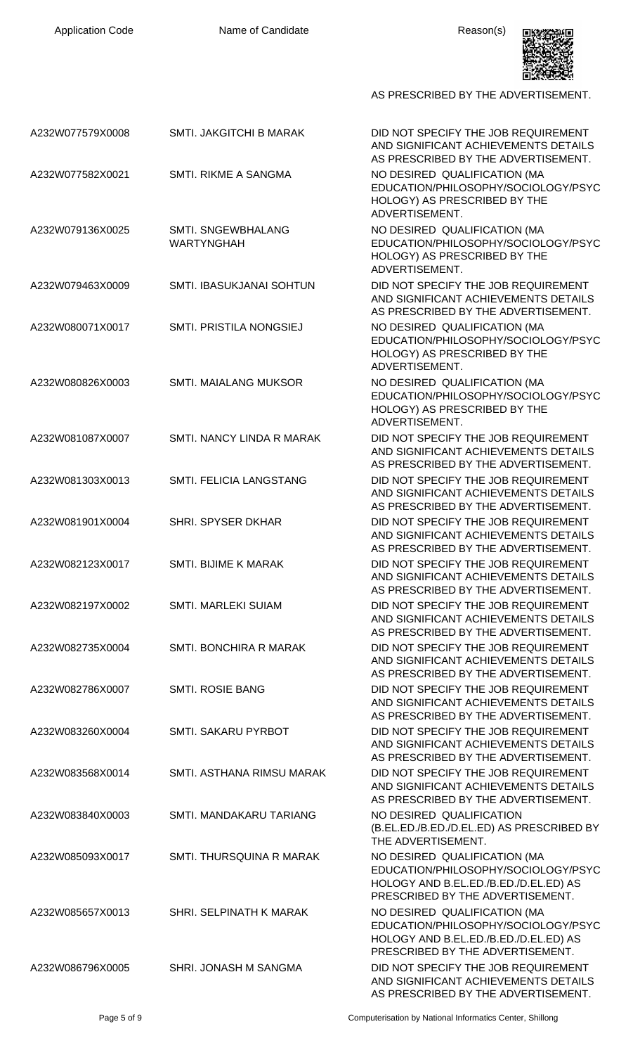| Application Code | Name of Candidate | Reason(s) |
|---|---|---|
| | | AS PRESCRIBED BY THE ADVERTISEMENT. |
| A232W077579X0008 | SMTI. JAKGITCHI B MARAK | DID NOT SPECIFY THE JOB REQUIREMENT AND SIGNIFICANT ACHIEVEMENTS DETAILS AS PRESCRIBED BY THE ADVERTISEMENT. |
| A232W077582X0021 | SMTI. RIKME A SANGMA | NO DESIRED QUALIFICATION (MA EDUCATION/PHILOSOPHY/SOCIOLOGY/PSYCHOLOGY) AS PRESCRIBED BY THE ADVERTISEMENT. |
| A232W079136X0025 | SMTI. SNGEWBHALANG WARTYNGHAH | NO DESIRED QUALIFICATION (MA EDUCATION/PHILOSOPHY/SOCIOLOGY/PSYCHOLOGY) AS PRESCRIBED BY THE ADVERTISEMENT. |
| A232W079463X0009 | SMTI. IBASUKJANAI SOHTUN | DID NOT SPECIFY THE JOB REQUIREMENT AND SIGNIFICANT ACHIEVEMENTS DETAILS AS PRESCRIBED BY THE ADVERTISEMENT. |
| A232W080071X0017 | SMTI. PRISTILA NONGSIEJ | NO DESIRED QUALIFICATION (MA EDUCATION/PHILOSOPHY/SOCIOLOGY/PSYCHOLOGY) AS PRESCRIBED BY THE ADVERTISEMENT. |
| A232W080826X0003 | SMTI. MAIALANG MUKSOR | NO DESIRED QUALIFICATION (MA EDUCATION/PHILOSOPHY/SOCIOLOGY/PSYCHOLOGY) AS PRESCRIBED BY THE ADVERTISEMENT. |
| A232W081087X0007 | SMTI. NANCY LINDA R MARAK | DID NOT SPECIFY THE JOB REQUIREMENT AND SIGNIFICANT ACHIEVEMENTS DETAILS AS PRESCRIBED BY THE ADVERTISEMENT. |
| A232W081303X0013 | SMTI. FELICIA LANGSTANG | DID NOT SPECIFY THE JOB REQUIREMENT AND SIGNIFICANT ACHIEVEMENTS DETAILS AS PRESCRIBED BY THE ADVERTISEMENT. |
| A232W081901X0004 | SHRI. SPYSER DKHAR | DID NOT SPECIFY THE JOB REQUIREMENT AND SIGNIFICANT ACHIEVEMENTS DETAILS AS PRESCRIBED BY THE ADVERTISEMENT. |
| A232W082123X0017 | SMTI. BIJIME K MARAK | DID NOT SPECIFY THE JOB REQUIREMENT AND SIGNIFICANT ACHIEVEMENTS DETAILS AS PRESCRIBED BY THE ADVERTISEMENT. |
| A232W082197X0002 | SMTI. MARLEKI SUIAM | DID NOT SPECIFY THE JOB REQUIREMENT AND SIGNIFICANT ACHIEVEMENTS DETAILS AS PRESCRIBED BY THE ADVERTISEMENT. |
| A232W082735X0004 | SMTI. BONCHIRA R MARAK | DID NOT SPECIFY THE JOB REQUIREMENT AND SIGNIFICANT ACHIEVEMENTS DETAILS AS PRESCRIBED BY THE ADVERTISEMENT. |
| A232W082786X0007 | SMTI. ROSIE BANG | DID NOT SPECIFY THE JOB REQUIREMENT AND SIGNIFICANT ACHIEVEMENTS DETAILS AS PRESCRIBED BY THE ADVERTISEMENT. |
| A232W083260X0004 | SMTI. SAKARU PYRBOT | DID NOT SPECIFY THE JOB REQUIREMENT AND SIGNIFICANT ACHIEVEMENTS DETAILS AS PRESCRIBED BY THE ADVERTISEMENT. |
| A232W083568X0014 | SMTI. ASTHANA RIMSU MARAK | DID NOT SPECIFY THE JOB REQUIREMENT AND SIGNIFICANT ACHIEVEMENTS DETAILS AS PRESCRIBED BY THE ADVERTISEMENT. |
| A232W083840X0003 | SMTI. MANDAKARU TARIANG | NO DESIRED QUALIFICATION (B.EL.ED./B.ED./D.EL.ED) AS PRESCRIBED BY THE ADVERTISEMENT. |
| A232W085093X0017 | SMTI. THURSQUINA R MARAK | NO DESIRED QUALIFICATION (MA EDUCATION/PHILOSOPHY/SOCIOLOGY/PSYCHOLOGY AND B.EL.ED./B.ED./D.EL.ED) AS PRESCRIBED BY THE ADVERTISEMENT. |
| A232W085657X0013 | SHRI. SELPINATH K MARAK | NO DESIRED QUALIFICATION (MA EDUCATION/PHILOSOPHY/SOCIOLOGY/PSYCHOLOGY AND B.EL.ED./B.ED./D.EL.ED) AS PRESCRIBED BY THE ADVERTISEMENT. |
| A232W086796X0005 | SHRI. JONASH M SANGMA | DID NOT SPECIFY THE JOB REQUIREMENT AND SIGNIFICANT ACHIEVEMENTS DETAILS AS PRESCRIBED BY THE ADVERTISEMENT. |

Computerisation by National Informatics Center, Shillong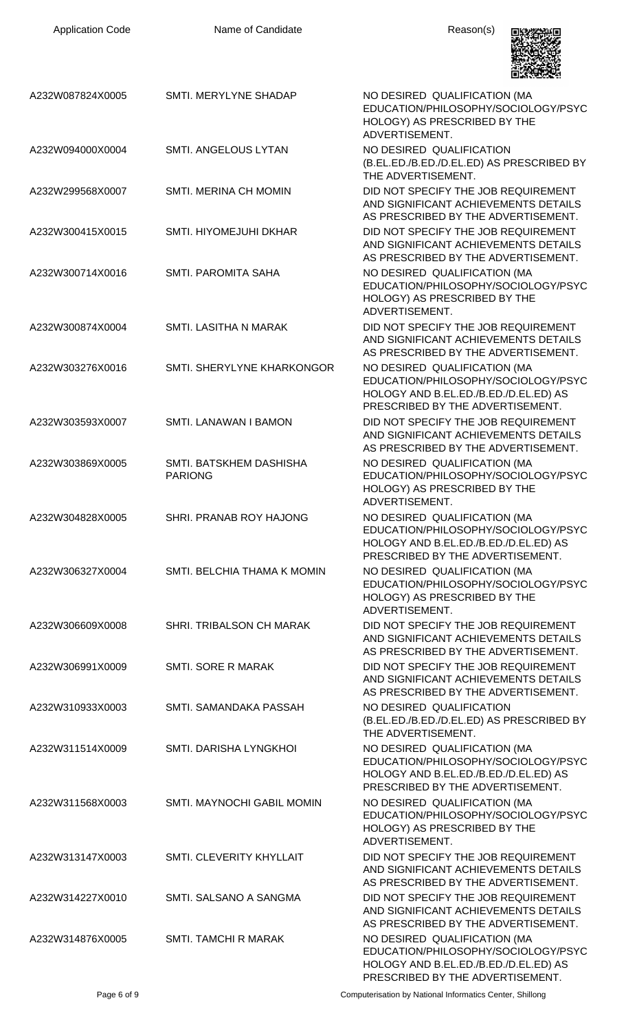| Application Code | Name of Candidate | Reason(s) |
|---|---|---|
| A232W087824X0005 | SMTI. MERYLYNE SHADAP | NO DESIRED QUALIFICATION (MA EDUCATION/PHILOSOPHY/SOCIOLOGY/PSYCHOLOGY) AS PRESCRIBED BY THE ADVERTISEMENT. |
| A232W094000X0004 | SMTI. ANGELOUS LYTAN | NO DESIRED QUALIFICATION (B.EL.ED./B.ED./D.EL.ED) AS PRESCRIBED BY THE ADVERTISEMENT. |
| A232W299568X0007 | SMTI. MERINA CH MOMIN | DID NOT SPECIFY THE JOB REQUIREMENT AND SIGNIFICANT ACHIEVEMENTS DETAILS AS PRESCRIBED BY THE ADVERTISEMENT. |
| A232W300415X0015 | SMTI. HIYOMEJUHI DKHAR | DID NOT SPECIFY THE JOB REQUIREMENT AND SIGNIFICANT ACHIEVEMENTS DETAILS AS PRESCRIBED BY THE ADVERTISEMENT. |
| A232W300714X0016 | SMTI. PAROMITA SAHA | NO DESIRED QUALIFICATION (MA EDUCATION/PHILOSOPHY/SOCIOLOGY/PSYCHOLOGY) AS PRESCRIBED BY THE ADVERTISEMENT. |
| A232W300874X0004 | SMTI. LASITHA N MARAK | DID NOT SPECIFY THE JOB REQUIREMENT AND SIGNIFICANT ACHIEVEMENTS DETAILS AS PRESCRIBED BY THE ADVERTISEMENT. |
| A232W303276X0016 | SMTI. SHERYLYNE KHARKONGOR | NO DESIRED QUALIFICATION (MA EDUCATION/PHILOSOPHY/SOCIOLOGY/PSYCHOLOGY AND B.EL.ED./B.ED./D.EL.ED) AS PRESCRIBED BY THE ADVERTISEMENT. |
| A232W303593X0007 | SMTI. LANAWAN I BAMON | DID NOT SPECIFY THE JOB REQUIREMENT AND SIGNIFICANT ACHIEVEMENTS DETAILS AS PRESCRIBED BY THE ADVERTISEMENT. |
| A232W303869X0005 | SMTI. BATSKHEM DASHISHA PARIONG | NO DESIRED QUALIFICATION (MA EDUCATION/PHILOSOPHY/SOCIOLOGY/PSYCHOLOGY) AS PRESCRIBED BY THE ADVERTISEMENT. |
| A232W304828X0005 | SHRI. PRANAB ROY HAJONG | NO DESIRED QUALIFICATION (MA EDUCATION/PHILOSOPHY/SOCIOLOGY/PSYCHOLOGY AND B.EL.ED./B.ED./D.EL.ED) AS PRESCRIBED BY THE ADVERTISEMENT. |
| A232W306327X0004 | SMTI. BELCHIA THAMA K MOMIN | NO DESIRED QUALIFICATION (MA EDUCATION/PHILOSOPHY/SOCIOLOGY/PSYCHOLOGY) AS PRESCRIBED BY THE ADVERTISEMENT. |
| A232W306609X0008 | SHRI. TRIBALSON CH MARAK | DID NOT SPECIFY THE JOB REQUIREMENT AND SIGNIFICANT ACHIEVEMENTS DETAILS AS PRESCRIBED BY THE ADVERTISEMENT. |
| A232W306991X0009 | SMTI. SORE R MARAK | DID NOT SPECIFY THE JOB REQUIREMENT AND SIGNIFICANT ACHIEVEMENTS DETAILS AS PRESCRIBED BY THE ADVERTISEMENT. |
| A232W310933X0003 | SMTI. SAMANDAKA PASSAH | NO DESIRED QUALIFICATION (B.EL.ED./B.ED./D.EL.ED) AS PRESCRIBED BY THE ADVERTISEMENT. |
| A232W311514X0009 | SMTI. DARISHA LYNGKHOI | NO DESIRED QUALIFICATION (MA EDUCATION/PHILOSOPHY/SOCIOLOGY/PSYCHOLOGY AND B.EL.ED./B.ED./D.EL.ED) AS PRESCRIBED BY THE ADVERTISEMENT. |
| A232W311568X0003 | SMTI. MAYNOCHI GABIL MOMIN | NO DESIRED QUALIFICATION (MA EDUCATION/PHILOSOPHY/SOCIOLOGY/PSYCHOLOGY) AS PRESCRIBED BY THE ADVERTISEMENT. |
| A232W313147X0003 | SMTI. CLEVERITY KHYLLAIT | DID NOT SPECIFY THE JOB REQUIREMENT AND SIGNIFICANT ACHIEVEMENTS DETAILS AS PRESCRIBED BY THE ADVERTISEMENT. |
| A232W314227X0010 | SMTI. SALSANO A SANGMA | DID NOT SPECIFY THE JOB REQUIREMENT AND SIGNIFICANT ACHIEVEMENTS DETAILS AS PRESCRIBED BY THE ADVERTISEMENT. |
| A232W314876X0005 | SMTI. TAMCHI R MARAK | NO DESIRED QUALIFICATION (MA EDUCATION/PHILOSOPHY/SOCIOLOGY/PSYCHOLOGY AND B.EL.ED./B.ED./D.EL.ED) AS PRESCRIBED BY THE ADVERTISEMENT. |

Computerisation by National Informatics Center, Shillong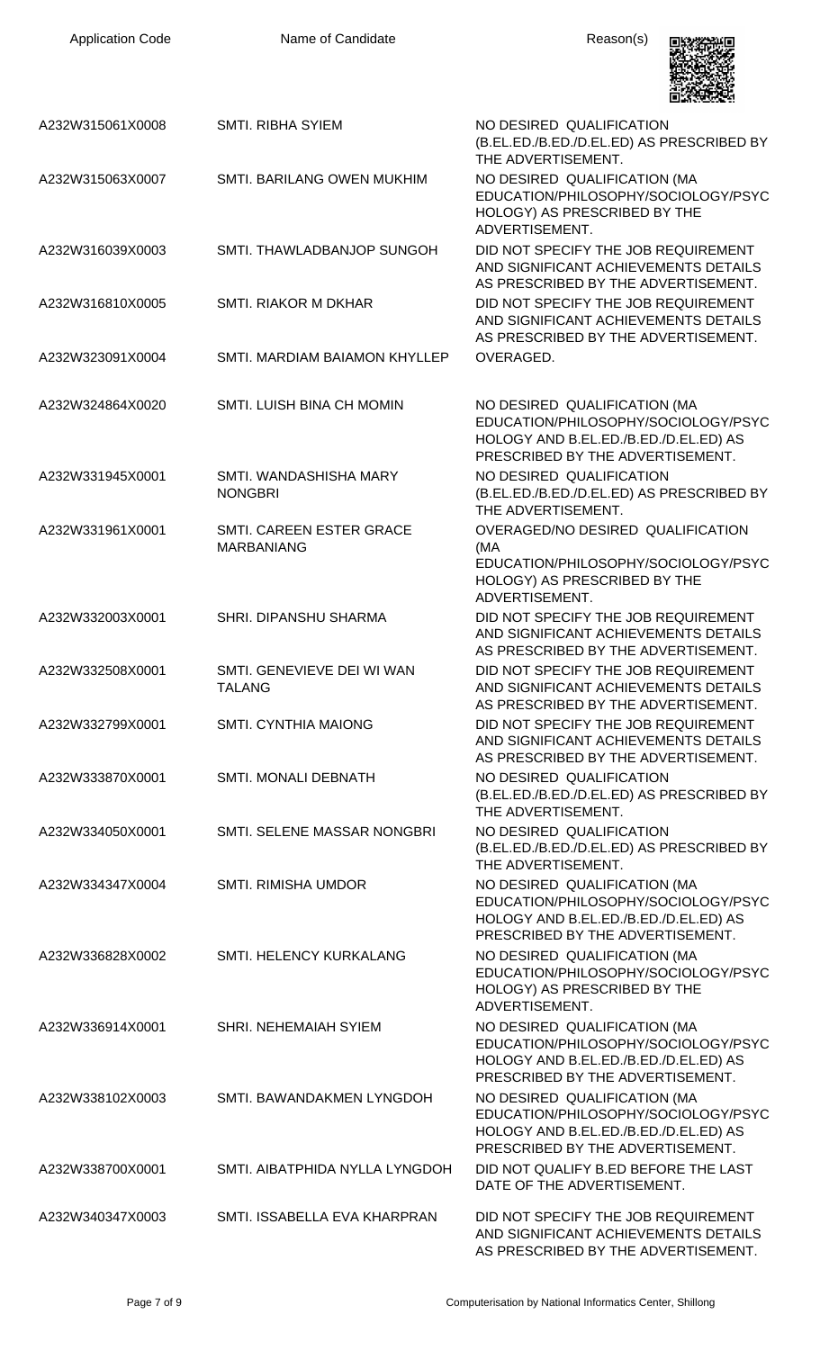| Application Code | Name of Candidate | Reason(s) |
| --- | --- | --- |
| A232W315061X0008 | SMTI. RIBHA SYIEM | NO DESIRED QUALIFICATION (B.EL.ED./B.ED./D.EL.ED) AS PRESCRIBED BY THE ADVERTISEMENT. |
| A232W315063X0007 | SMTI. BARILANG OWEN MUKHIM | NO DESIRED QUALIFICATION (MA EDUCATION/PHILOSOPHY/SOCIOLOGY/PSYCHOLOGY) AS PRESCRIBED BY THE ADVERTISEMENT. |
| A232W316039X0003 | SMTI. THAWLADBANJOP SUNGOH | DID NOT SPECIFY THE JOB REQUIREMENT AND SIGNIFICANT ACHIEVEMENTS DETAILS AS PRESCRIBED BY THE ADVERTISEMENT. |
| A232W316810X0005 | SMTI. RIAKOR M DKHAR | DID NOT SPECIFY THE JOB REQUIREMENT AND SIGNIFICANT ACHIEVEMENTS DETAILS AS PRESCRIBED BY THE ADVERTISEMENT. |
| A232W323091X0004 | SMTI. MARDIAM BAIAMON KHYLLEP | OVERAGED. |
| A232W324864X0020 | SMTI. LUISH BINA CH MOMIN | NO DESIRED QUALIFICATION (MA EDUCATION/PHILOSOPHY/SOCIOLOGY/PSYCHOLOGY AND B.EL.ED./B.ED./D.EL.ED) AS PRESCRIBED BY THE ADVERTISEMENT. |
| A232W331945X0001 | SMTI. WANDASHISHA MARY NONGBRI | NO DESIRED QUALIFICATION (B.EL.ED./B.ED./D.EL.ED) AS PRESCRIBED BY THE ADVERTISEMENT. |
| A232W331961X0001 | SMTI. CAREEN ESTER GRACE MARBANIANG | OVERAGED/NO DESIRED QUALIFICATION (MA EDUCATION/PHILOSOPHY/SOCIOLOGY/PSYCHOLOGY) AS PRESCRIBED BY THE ADVERTISEMENT. |
| A232W332003X0001 | SHRI. DIPANSHU SHARMA | DID NOT SPECIFY THE JOB REQUIREMENT AND SIGNIFICANT ACHIEVEMENTS DETAILS AS PRESCRIBED BY THE ADVERTISEMENT. |
| A232W332508X0001 | SMTI. GENEVIEVE DEI WI WAN TALANG | DID NOT SPECIFY THE JOB REQUIREMENT AND SIGNIFICANT ACHIEVEMENTS DETAILS AS PRESCRIBED BY THE ADVERTISEMENT. |
| A232W332799X0001 | SMTI. CYNTHIA MAIONG | DID NOT SPECIFY THE JOB REQUIREMENT AND SIGNIFICANT ACHIEVEMENTS DETAILS AS PRESCRIBED BY THE ADVERTISEMENT. |
| A232W333870X0001 | SMTI. MONALI DEBNATH | NO DESIRED QUALIFICATION (B.EL.ED./B.ED./D.EL.ED) AS PRESCRIBED BY THE ADVERTISEMENT. |
| A232W334050X0001 | SMTI. SELENE MASSAR NONGBRI | NO DESIRED QUALIFICATION (B.EL.ED./B.ED./D.EL.ED) AS PRESCRIBED BY THE ADVERTISEMENT. |
| A232W334347X0004 | SMTI. RIMISHA UMDOR | NO DESIRED QUALIFICATION (MA EDUCATION/PHILOSOPHY/SOCIOLOGY/PSYCHOLOGY AND B.EL.ED./B.ED./D.EL.ED) AS PRESCRIBED BY THE ADVERTISEMENT. |
| A232W336828X0002 | SMTI. HELENCY KURKALANG | NO DESIRED QUALIFICATION (MA EDUCATION/PHILOSOPHY/SOCIOLOGY/PSYCHOLOGY) AS PRESCRIBED BY THE ADVERTISEMENT. |
| A232W336914X0001 | SHRI. NEHEMAIAH SYIEM | NO DESIRED QUALIFICATION (MA EDUCATION/PHILOSOPHY/SOCIOLOGY/PSYCHOLOGY AND B.EL.ED./B.ED./D.EL.ED) AS PRESCRIBED BY THE ADVERTISEMENT. |
| A232W338102X0003 | SMTI. BAWANDAKMEN LYNGDOH | NO DESIRED QUALIFICATION (MA EDUCATION/PHILOSOPHY/SOCIOLOGY/PSYCHOLOGY AND B.EL.ED./B.ED./D.EL.ED) AS PRESCRIBED BY THE ADVERTISEMENT. |
| A232W338700X0001 | SMTI. AIBATPHIDA NYLLA LYNGDOH | DID NOT QUALIFY B.ED BEFORE THE LAST DATE OF THE ADVERTISEMENT. |
| A232W340347X0003 | SMTI. ISSABELLA EVA KHARPRAN | DID NOT SPECIFY THE JOB REQUIREMENT AND SIGNIFICANT ACHIEVEMENTS DETAILS AS PRESCRIBED BY THE ADVERTISEMENT. |

Computerisation by National Informatics Center, Shillong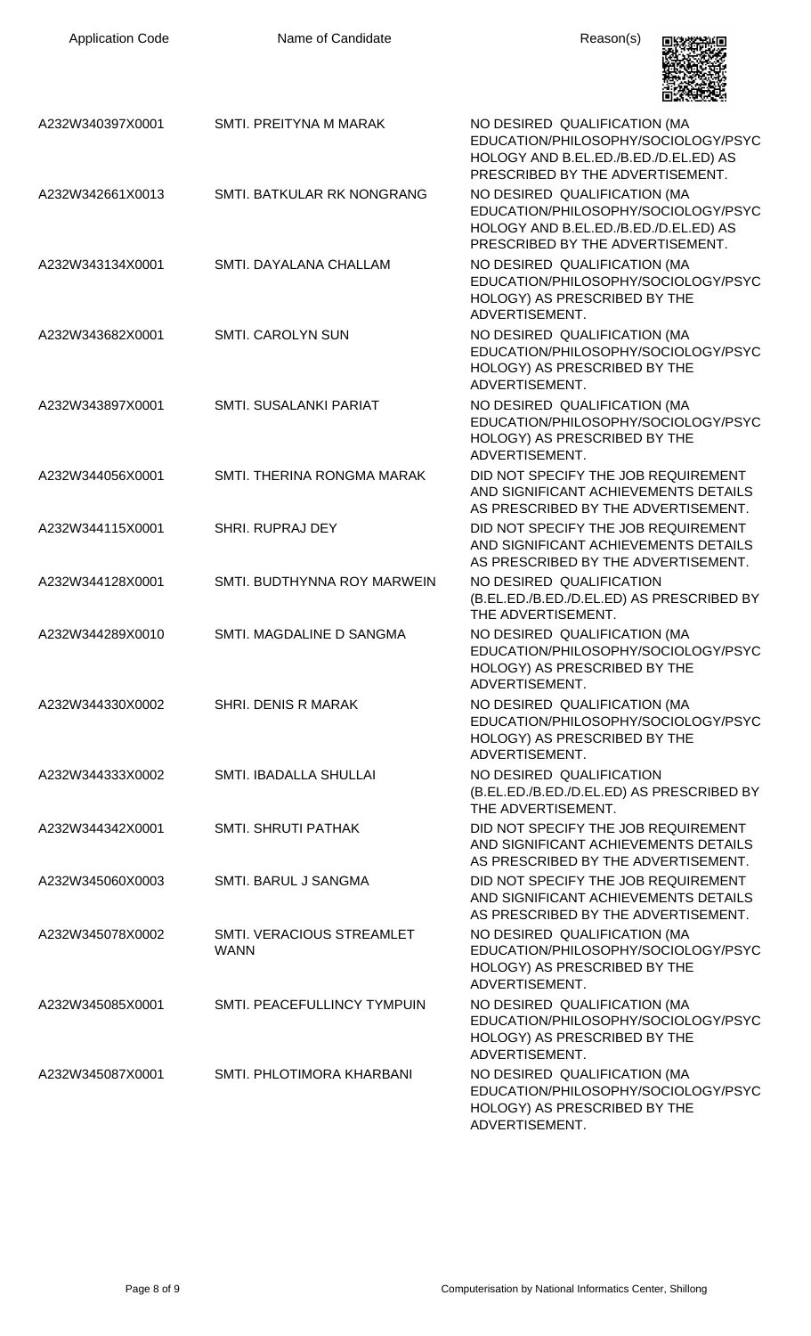| Application Code | Name of Candidate | Reason(s) |
| --- | --- | --- |
| A232W340397X0001 | SMTI. PREITYNA M MARAK | NO DESIRED QUALIFICATION (MA EDUCATION/PHILOSOPHY/SOCIOLOGY/PSYCHOLOGY AND B.EL.ED./B.ED./D.EL.ED) AS PRESCRIBED BY THE ADVERTISEMENT. |
| A232W342661X0013 | SMTI. BATKULAR RK NONGRANG | NO DESIRED QUALIFICATION (MA EDUCATION/PHILOSOPHY/SOCIOLOGY/PSYCHOLOGY AND B.EL.ED./B.ED./D.EL.ED) AS PRESCRIBED BY THE ADVERTISEMENT. |
| A232W343134X0001 | SMTI. DAYALANA CHALLAM | NO DESIRED QUALIFICATION (MA EDUCATION/PHILOSOPHY/SOCIOLOGY/PSYCHOLOGY) AS PRESCRIBED BY THE ADVERTISEMENT. |
| A232W343682X0001 | SMTI. CAROLYN SUN | NO DESIRED QUALIFICATION (MA EDUCATION/PHILOSOPHY/SOCIOLOGY/PSYCHOLOGY) AS PRESCRIBED BY THE ADVERTISEMENT. |
| A232W343897X0001 | SMTI. SUSALANKI PARIAT | NO DESIRED QUALIFICATION (MA EDUCATION/PHILOSOPHY/SOCIOLOGY/PSYCHOLOGY) AS PRESCRIBED BY THE ADVERTISEMENT. |
| A232W344056X0001 | SMTI. THERINA RONGMA MARAK | DID NOT SPECIFY THE JOB REQUIREMENT AND SIGNIFICANT ACHIEVEMENTS DETAILS AS PRESCRIBED BY THE ADVERTISEMENT. |
| A232W344115X0001 | SHRI. RUPRAJ DEY | DID NOT SPECIFY THE JOB REQUIREMENT AND SIGNIFICANT ACHIEVEMENTS DETAILS AS PRESCRIBED BY THE ADVERTISEMENT. |
| A232W344128X0001 | SMTI. BUDTHYNNA ROY MARWEIN | NO DESIRED QUALIFICATION (B.EL.ED./B.ED./D.EL.ED) AS PRESCRIBED BY THE ADVERTISEMENT. |
| A232W344289X0010 | SMTI. MAGDALINE D SANGMA | NO DESIRED QUALIFICATION (MA EDUCATION/PHILOSOPHY/SOCIOLOGY/PSYCHOLOGY) AS PRESCRIBED BY THE ADVERTISEMENT. |
| A232W344330X0002 | SHRI. DENIS R MARAK | NO DESIRED QUALIFICATION (MA EDUCATION/PHILOSOPHY/SOCIOLOGY/PSYCHOLOGY) AS PRESCRIBED BY THE ADVERTISEMENT. |
| A232W344333X0002 | SMTI. IBADALLA SHULLAI | NO DESIRED QUALIFICATION (B.EL.ED./B.ED./D.EL.ED) AS PRESCRIBED BY THE ADVERTISEMENT. |
| A232W344342X0001 | SMTI. SHRUTI PATHAK | DID NOT SPECIFY THE JOB REQUIREMENT AND SIGNIFICANT ACHIEVEMENTS DETAILS AS PRESCRIBED BY THE ADVERTISEMENT. |
| A232W345060X0003 | SMTI. BARUL J SANGMA | DID NOT SPECIFY THE JOB REQUIREMENT AND SIGNIFICANT ACHIEVEMENTS DETAILS AS PRESCRIBED BY THE ADVERTISEMENT. |
| A232W345078X0002 | SMTI. VERACIOUS STREAMLET WANN | NO DESIRED QUALIFICATION (MA EDUCATION/PHILOSOPHY/SOCIOLOGY/PSYCHOLOGY) AS PRESCRIBED BY THE ADVERTISEMENT. |
| A232W345085X0001 | SMTI. PEACEFULLINCY TYMPUIN | NO DESIRED QUALIFICATION (MA EDUCATION/PHILOSOPHY/SOCIOLOGY/PSYCHOLOGY) AS PRESCRIBED BY THE ADVERTISEMENT. |
| A232W345087X0001 | SMTI. PHLOTIMORA KHARBANI | NO DESIRED QUALIFICATION (MA EDUCATION/PHILOSOPHY/SOCIOLOGY/PSYCHOLOGY) AS PRESCRIBED BY THE ADVERTISEMENT. |

Computerisation by National Informatics Center, Shillong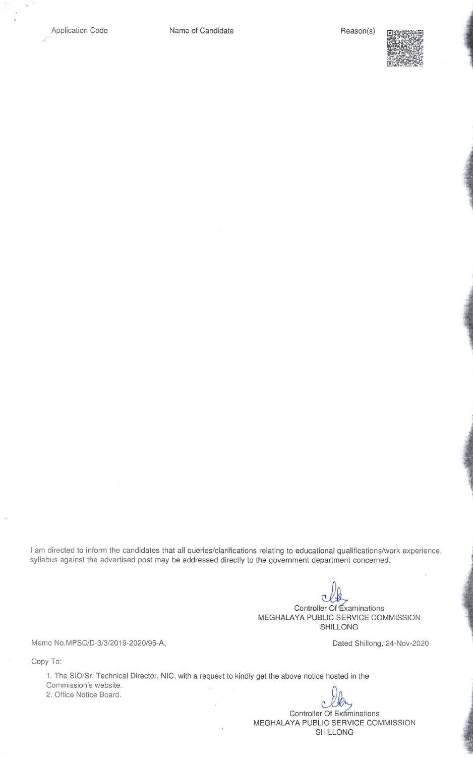| Application Code | Name of Candidate | Reason(s) |
| --- | --- | --- |

I am directed to inform the candidates that all queries/clarifications relating to educational qualifications/work experience, syllabus against the advertised post may be addressed directly to the government department concerned.

Controller Of Examinations
MEGHALAYA PUBLIC SERVICE COMMISSION
SHILLONG

Memo No.MPSC/D-3/3/2019-2020/95-A, Dated Shillong, 24-Nov-2020

Copy To:

1. The SIO/Sr. Technical Director, NIC, with a request to kindly get the above notice hosted in the Commission's website.
2. Office Notice Board.

Controller Of Examinations
MEGHALAYA PUBLIC SERVICE COMMISSION
SHILLONG